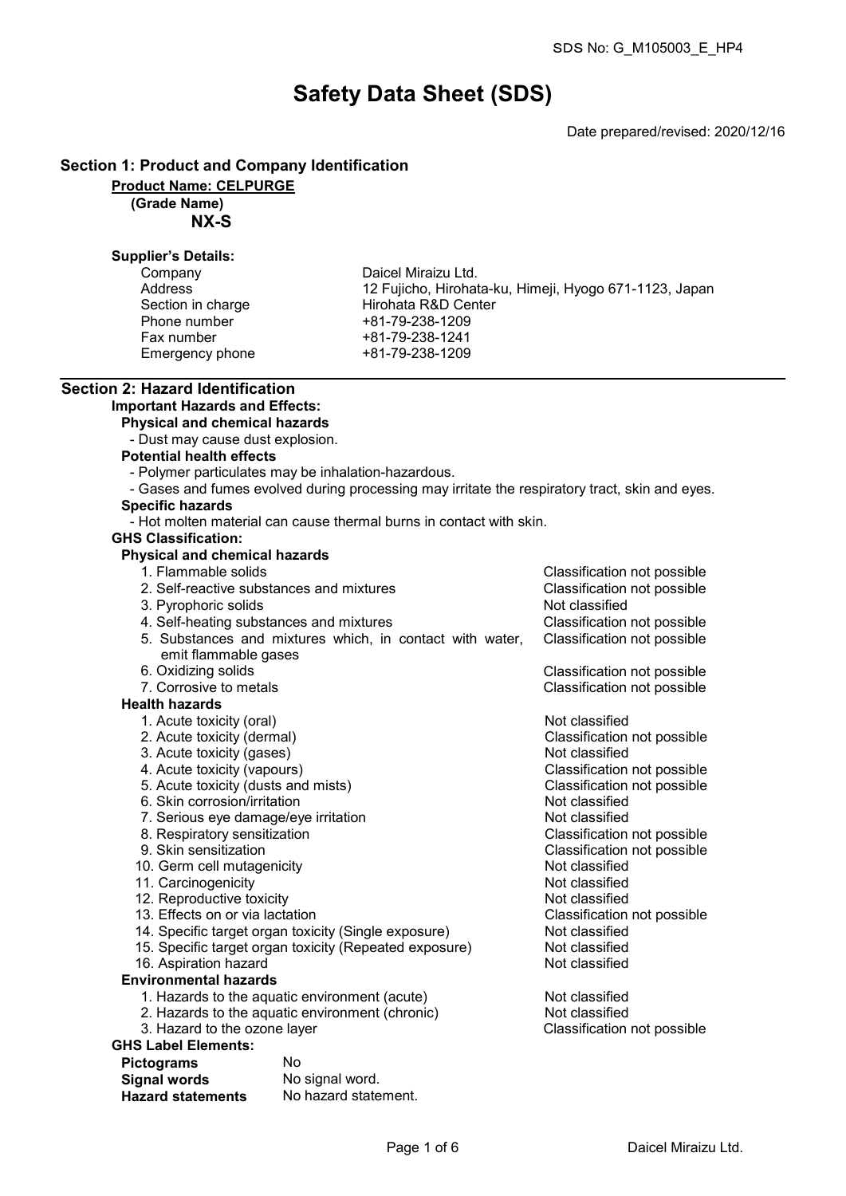SDS No: G_M105003_E_HP4

# Safety Data Sheet (SDS)

Date prepared/revised: 2020/12/16

## Section 1: Product and Company Identification

**Product Name: CELPURGE**

**(Grade Name)**

**NX-S**

**Supplier's Details:**

| | |
|---|---|
| Company | Daicel Miraizu Ltd. |
| Address | 12 Fujicho, Hirohata-ku, Himeji, Hyogo 671-1123, Japan |
| Section in charge | Hirohata R&D Center |
| Phone number | +81-79-238-1209 |
| Fax number | +81-79-238-1241 |
| Emergency phone | +81-79-238-1209 |

## Section 2: Hazard Identification

**Important Hazards and Effects:**

**Physical and chemical hazards**

- Dust may cause dust explosion.

**Potential health effects**

- Polymer particulates may be inhalation-hazardous.
- Gases and fumes evolved during processing may irritate the respiratory tract, skin and eyes.

**Specific hazards**

- Hot molten material can cause thermal burns in contact with skin.

**GHS Classification:**

**Physical and chemical hazards**

| | |
|---|---|
| 1. Flammable solids | Classification not possible |
| 2. Self-reactive substances and mixtures | Classification not possible |
| 3. Pyrophoric solids | Not classified |
| 4. Self-heating substances and mixtures | Classification not possible |
| 5. Substances and mixtures which, in contact with water, emit flammable gases | Classification not possible |
| 6. Oxidizing solids | Classification not possible |
| 7. Corrosive to metals | Classification not possible |

**Health hazards**

| | |
|---|---|
| 1. Acute toxicity (oral) | Not classified |
| 2. Acute toxicity (dermal) | Classification not possible |
| 3. Acute toxicity (gases) | Not classified |
| 4. Acute toxicity (vapours) | Classification not possible |
| 5. Acute toxicity (dusts and mists) | Classification not possible |
| 6. Skin corrosion/irritation | Not classified |
| 7. Serious eye damage/eye irritation | Not classified |
| 8. Respiratory sensitization | Classification not possible |
| 9. Skin sensitization | Classification not possible |
| 10. Germ cell mutagenicity | Not classified |
| 11. Carcinogenicity | Not classified |
| 12. Reproductive toxicity | Not classified |
| 13. Effects on or via lactation | Classification not possible |
| 14. Specific target organ toxicity (Single exposure) | Not classified |
| 15. Specific target organ toxicity (Repeated exposure) | Not classified |
| 16. Aspiration hazard | Not classified |

**Environmental hazards**

| | |
|---|---|
| 1. Hazards to the aquatic environment (acute) | Not classified |
| 2. Hazards to the aquatic environment (chronic) | Not classified |
| 3. Hazard to the ozone layer | Classification not possible |

**GHS Label Elements:**

| | |
|---|---|
| **Pictograms** | No |
| **Signal words** | No signal word. |
| **Hazard statements** | No hazard statement. |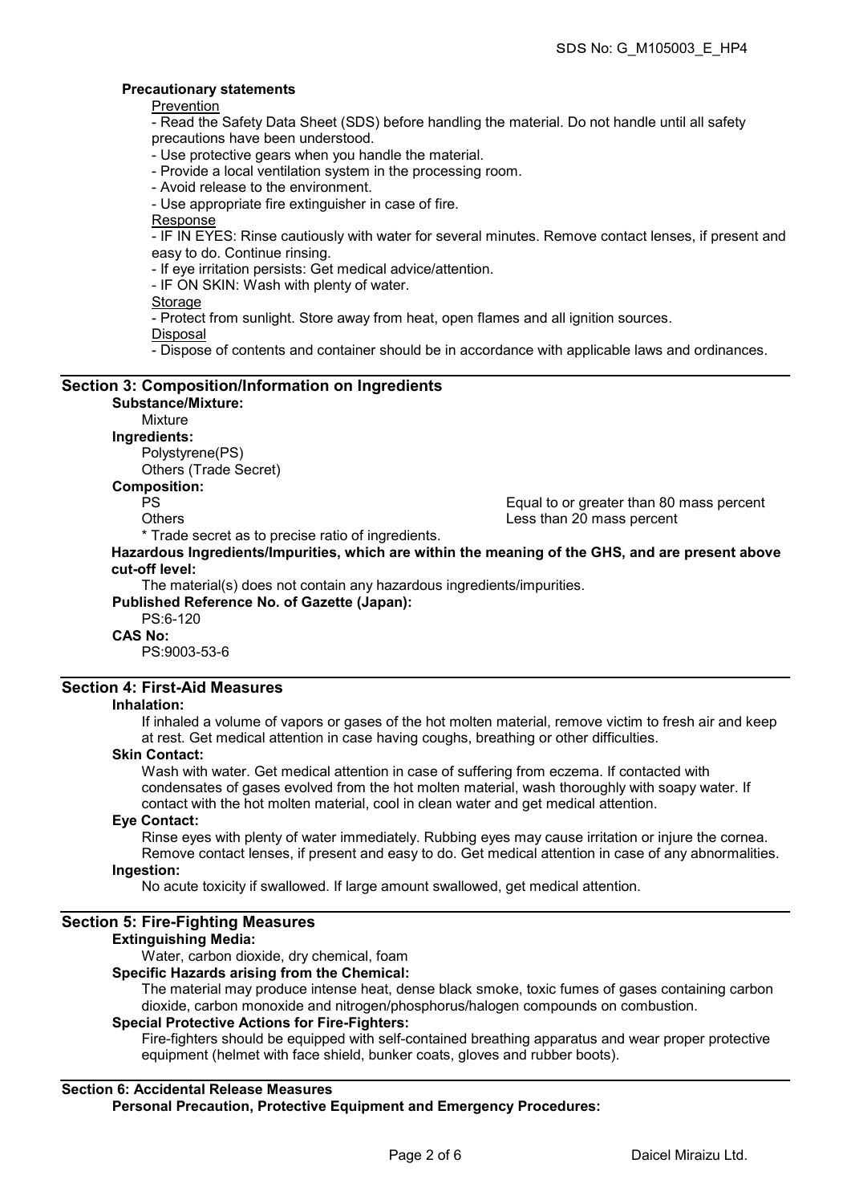**Precautionary statements**

Prevention

- Read the Safety Data Sheet (SDS) before handling the material. Do not handle until all safety precautions have been understood.
- Use protective gears when you handle the material.
- Provide a local ventilation system in the processing room.
- Avoid release to the environment.
- Use appropriate fire extinguisher in case of fire.

Response

- IF IN EYES: Rinse cautiously with water for several minutes. Remove contact lenses, if present and easy to do. Continue rinsing.
- If eye irritation persists: Get medical advice/attention.
- IF ON SKIN: Wash with plenty of water.

Storage

- Protect from sunlight. Store away from heat, open flames and all ignition sources.

Disposal

- Dispose of contents and container should be in accordance with applicable laws and ordinances.

## Section 3: Composition/Information on Ingredients

**Substance/Mixture:**

Mixture

**Ingredients:**

Polystyrene(PS)
Others (Trade Secret)

**Composition:**

| | |
|---|---|
| PS | Equal to or greater than 80 mass percent |
| Others | Less than 20 mass percent |

* Trade secret as to precise ratio of ingredients.

**Hazardous Ingredients/Impurities, which are within the meaning of the GHS, and are present above cut-off level:**

The material(s) does not contain any hazardous ingredients/impurities.

**Published Reference No. of Gazette (Japan):**

PS:6-120

**CAS No:**

PS:9003-53-6

## Section 4: First-Aid Measures

**Inhalation:**

If inhaled a volume of vapors or gases of the hot molten material, remove victim to fresh air and keep at rest. Get medical attention in case having coughs, breathing or other difficulties.

**Skin Contact:**

Wash with water. Get medical attention in case of suffering from eczema. If contacted with condensates of gases evolved from the hot molten material, wash thoroughly with soapy water. If contact with the hot molten material, cool in clean water and get medical attention.

**Eye Contact:**

Rinse eyes with plenty of water immediately. Rubbing eyes may cause irritation or injure the cornea. Remove contact lenses, if present and easy to do. Get medical attention in case of any abnormalities.

**Ingestion:**

No acute toxicity if swallowed. If large amount swallowed, get medical attention.

## Section 5: Fire-Fighting Measures

**Extinguishing Media:**

Water, carbon dioxide, dry chemical, foam

**Specific Hazards arising from the Chemical:**

The material may produce intense heat, dense black smoke, toxic fumes of gases containing carbon dioxide, carbon monoxide and nitrogen/phosphorus/halogen compounds on combustion.

**Special Protective Actions for Fire-Fighters:**

Fire-fighters should be equipped with self-contained breathing apparatus and wear proper protective equipment (helmet with face shield, bunker coats, gloves and rubber boots).

## Section 6: Accidental Release Measures

**Personal Precaution, Protective Equipment and Emergency Procedures:**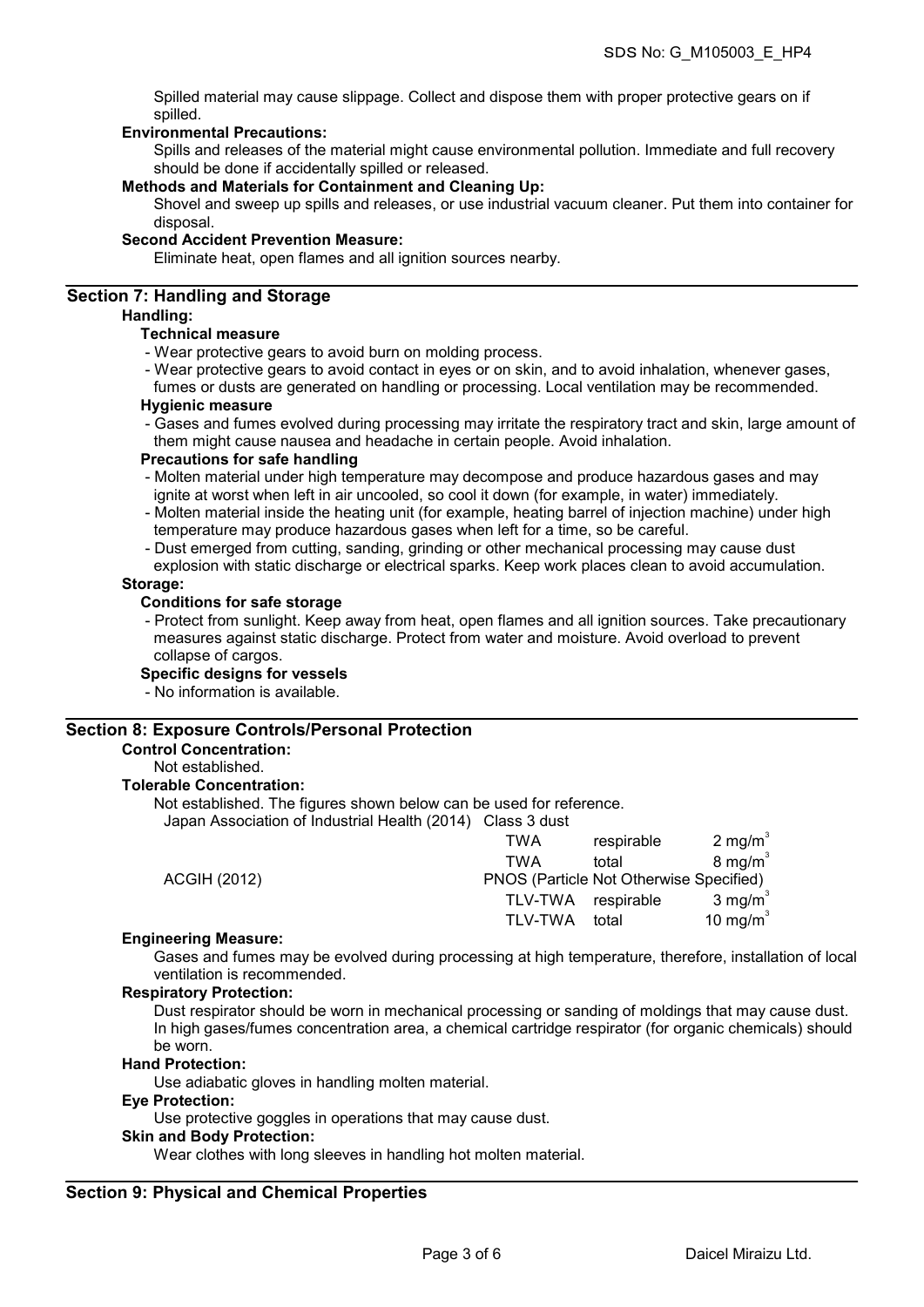Spilled material may cause slippage. Collect and dispose them with proper protective gears on if spilled.

**Environmental Precautions:**

Spills and releases of the material might cause environmental pollution. Immediate and full recovery should be done if accidentally spilled or released.

**Methods and Materials for Containment and Cleaning Up:**

Shovel and sweep up spills and releases, or use industrial vacuum cleaner. Put them into container for disposal.

**Second Accident Prevention Measure:**

Eliminate heat, open flames and all ignition sources nearby.

## Section 7: Handling and Storage

**Handling:**

**Technical measure**

- Wear protective gears to avoid burn on molding process.
- Wear protective gears to avoid contact in eyes or on skin, and to avoid inhalation, whenever gases, fumes or dusts are generated on handling or processing. Local ventilation may be recommended.

**Hygienic measure**

- Gases and fumes evolved during processing may irritate the respiratory tract and skin, large amount of them might cause nausea and headache in certain people. Avoid inhalation.

**Precautions for safe handling**

- Molten material under high temperature may decompose and produce hazardous gases and may ignite at worst when left in air uncooled, so cool it down (for example, in water) immediately.
- Molten material inside the heating unit (for example, heating barrel of injection machine) under high temperature may produce hazardous gases when left for a time, so be careful.
- Dust emerged from cutting, sanding, grinding or other mechanical processing may cause dust explosion with static discharge or electrical sparks. Keep work places clean to avoid accumulation.

**Storage:**

**Conditions for safe storage**

- Protect from sunlight. Keep away from heat, open flames and all ignition sources. Take precautionary measures against static discharge. Protect from water and moisture. Avoid overload to prevent collapse of cargos.

**Specific designs for vessels**

- No information is available.

## Section 8: Exposure Controls/Personal Protection

**Control Concentration:**

Not established.

**Tolerable Concentration:**

Not established. The figures shown below can be used for reference.

| | | | |
|---|---|---|---|
| Japan Association of Industrial Health (2014) | Class 3 dust | | |
| | TWA | respirable | 2 mg/m$^3$ |
| | TWA | total | 8 mg/m$^3$ |
| ACGIH (2012) | PNOS (Particle Not Otherwise Specified) | | |
| | TLV-TWA | respirable | 3 mg/m$^3$ |
| | TLV-TWA | total | 10 mg/m$^3$ |

**Engineering Measure:**

Gases and fumes may be evolved during processing at high temperature, therefore, installation of local ventilation is recommended.

**Respiratory Protection:**

Dust respirator should be worn in mechanical processing or sanding of moldings that may cause dust. In high gases/fumes concentration area, a chemical cartridge respirator (for organic chemicals) should be worn.

**Hand Protection:**

Use adiabatic gloves in handling molten material.

**Eye Protection:**

Use protective goggles in operations that may cause dust.

**Skin and Body Protection:**

Wear clothes with long sleeves in handling hot molten material.

## Section 9: Physical and Chemical Properties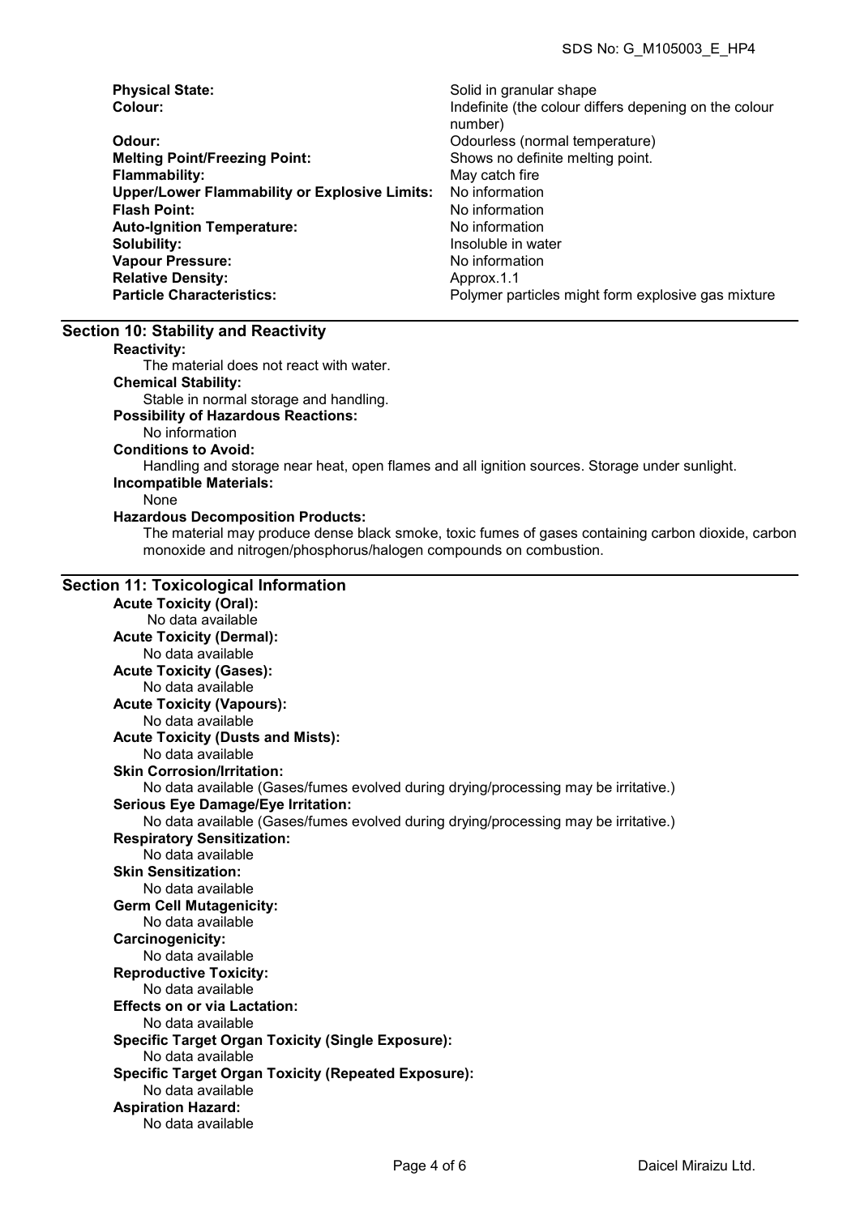**Physical State:** Solid in granular shape
**Colour:** Indefinite (the colour differs depening on the colour number)
**Odour:** Odourless (normal temperature)
**Melting Point/Freezing Point:** Shows no definite melting point.
**Flammability:** May catch fire
**Upper/Lower Flammability or Explosive Limits:** No information
**Flash Point:** No information
**Auto-Ignition Temperature:** No information
**Solubility:** Insoluble in water
**Vapour Pressure:** No information
**Relative Density:** Approx.1.1
**Particle Characteristics:** Polymer particles might form explosive gas mixture

## Section 10: Stability and Reactivity

**Reactivity:**
The material does not react with water.

**Chemical Stability:**
Stable in normal storage and handling.

**Possibility of Hazardous Reactions:**
No information

**Conditions to Avoid:**
Handling and storage near heat, open flames and all ignition sources. Storage under sunlight.

**Incompatible Materials:**
None

**Hazardous Decomposition Products:**
The material may produce dense black smoke, toxic fumes of gases containing carbon dioxide, carbon monoxide and nitrogen/phosphorus/halogen compounds on combustion.

## Section 11: Toxicological Information

**Acute Toxicity (Oral):**
No data available

**Acute Toxicity (Dermal):**
No data available

**Acute Toxicity (Gases):**
No data available

**Acute Toxicity (Vapours):**
No data available

**Acute Toxicity (Dusts and Mists):**
No data available

**Skin Corrosion/Irritation:**
No data available (Gases/fumes evolved during drying/processing may be irritative.)

**Serious Eye Damage/Eye Irritation:**
No data available (Gases/fumes evolved during drying/processing may be irritative.)

**Respiratory Sensitization:**
No data available

**Skin Sensitization:**
No data available

**Germ Cell Mutagenicity:**
No data available

**Carcinogenicity:**
No data available

**Reproductive Toxicity:**
No data available

**Effects on or via Lactation:**
No data available

**Specific Target Organ Toxicity (Single Exposure):**
No data available

**Specific Target Organ Toxicity (Repeated Exposure):**
No data available

**Aspiration Hazard:**
No data available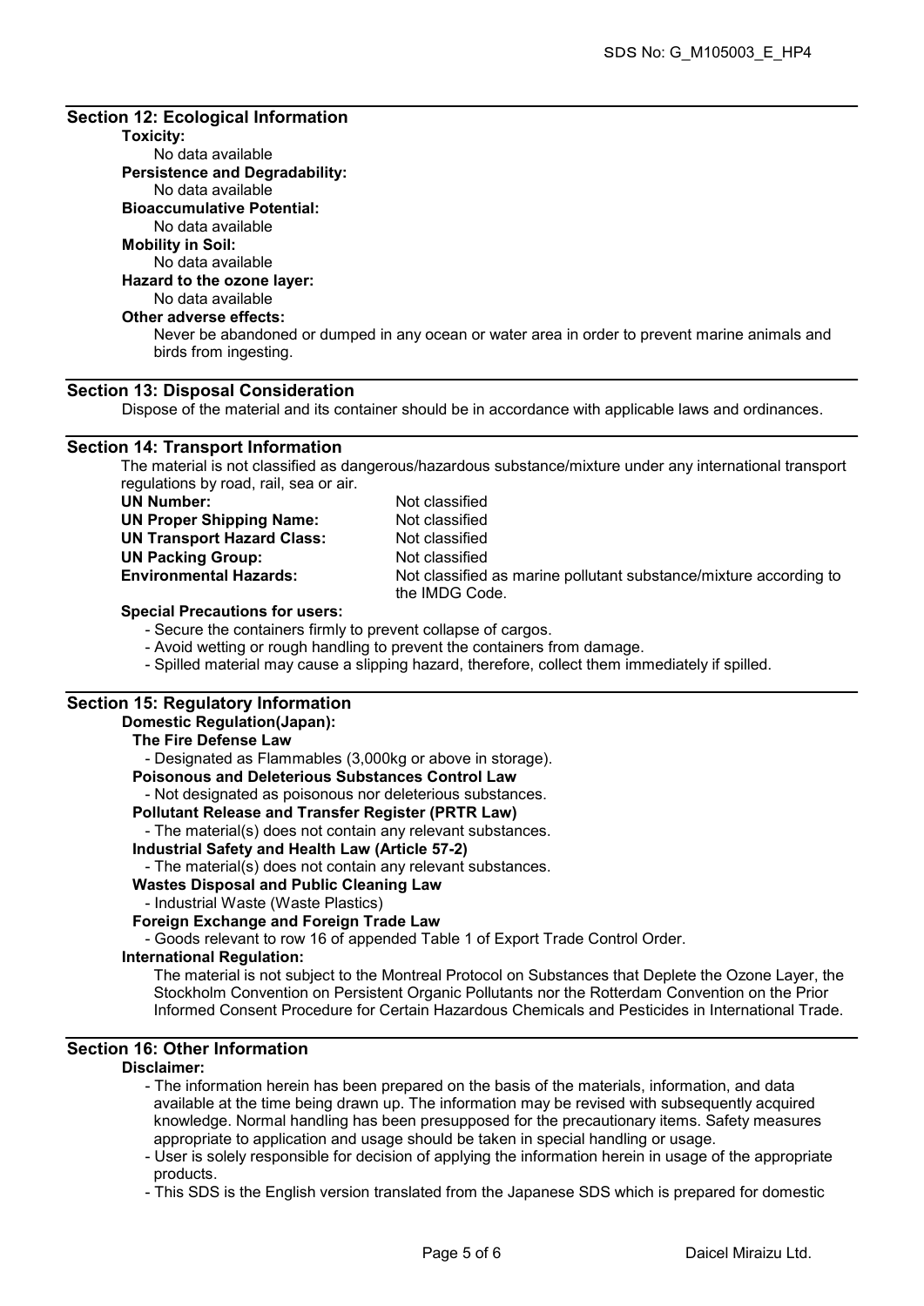## Section 12: Ecological Information

**Toxicity:**
No data available

**Persistence and Degradability:**
No data available

**Bioaccumulative Potential:**
No data available

**Mobility in Soil:**
No data available

**Hazard to the ozone layer:**
No data available

**Other adverse effects:**
Never be abandoned or dumped in any ocean or water area in order to prevent marine animals and birds from ingesting.

## Section 13: Disposal Consideration

Dispose of the material and its container should be in accordance with applicable laws and ordinances.

## Section 14: Transport Information

The material is not classified as dangerous/hazardous substance/mixture under any international transport regulations by road, rail, sea or air.

| | |
|---|---|
| **UN Number:** | Not classified |
| **UN Proper Shipping Name:** | Not classified |
| **UN Transport Hazard Class:** | Not classified |
| **UN Packing Group:** | Not classified |
| **Environmental Hazards:** | Not classified as marine pollutant substance/mixture according to the IMDG Code. |

**Special Precautions for users:**

- Secure the containers firmly to prevent collapse of cargos.
- Avoid wetting or rough handling to prevent the containers from damage.
- Spilled material may cause a slipping hazard, therefore, collect them immediately if spilled.

## Section 15: Regulatory Information

**Domestic Regulation(Japan):**

**The Fire Defense Law**
- Designated as Flammables (3,000kg or above in storage).

**Poisonous and Deleterious Substances Control Law**
- Not designated as poisonous nor deleterious substances.

**Pollutant Release and Transfer Register (PRTR Law)**
- The material(s) does not contain any relevant substances.

**Industrial Safety and Health Law (Article 57-2)**
- The material(s) does not contain any relevant substances.

**Wastes Disposal and Public Cleaning Law**
- Industrial Waste (Waste Plastics)

**Foreign Exchange and Foreign Trade Law**
- Goods relevant to row 16 of appended Table 1 of Export Trade Control Order.

**International Regulation:**
The material is not subject to the Montreal Protocol on Substances that Deplete the Ozone Layer, the Stockholm Convention on Persistent Organic Pollutants nor the Rotterdam Convention on the Prior Informed Consent Procedure for Certain Hazardous Chemicals and Pesticides in International Trade.

## Section 16: Other Information

**Disclaimer:**

- The information herein has been prepared on the basis of the materials, information, and data available at the time being drawn up. The information may be revised with subsequently acquired knowledge. Normal handling has been presupposed for the precautionary items. Safety measures appropriate to application and usage should be taken in special handling or usage.
- User is solely responsible for decision of applying the information herein in usage of the appropriate products.
- This SDS is the English version translated from the Japanese SDS which is prepared for domestic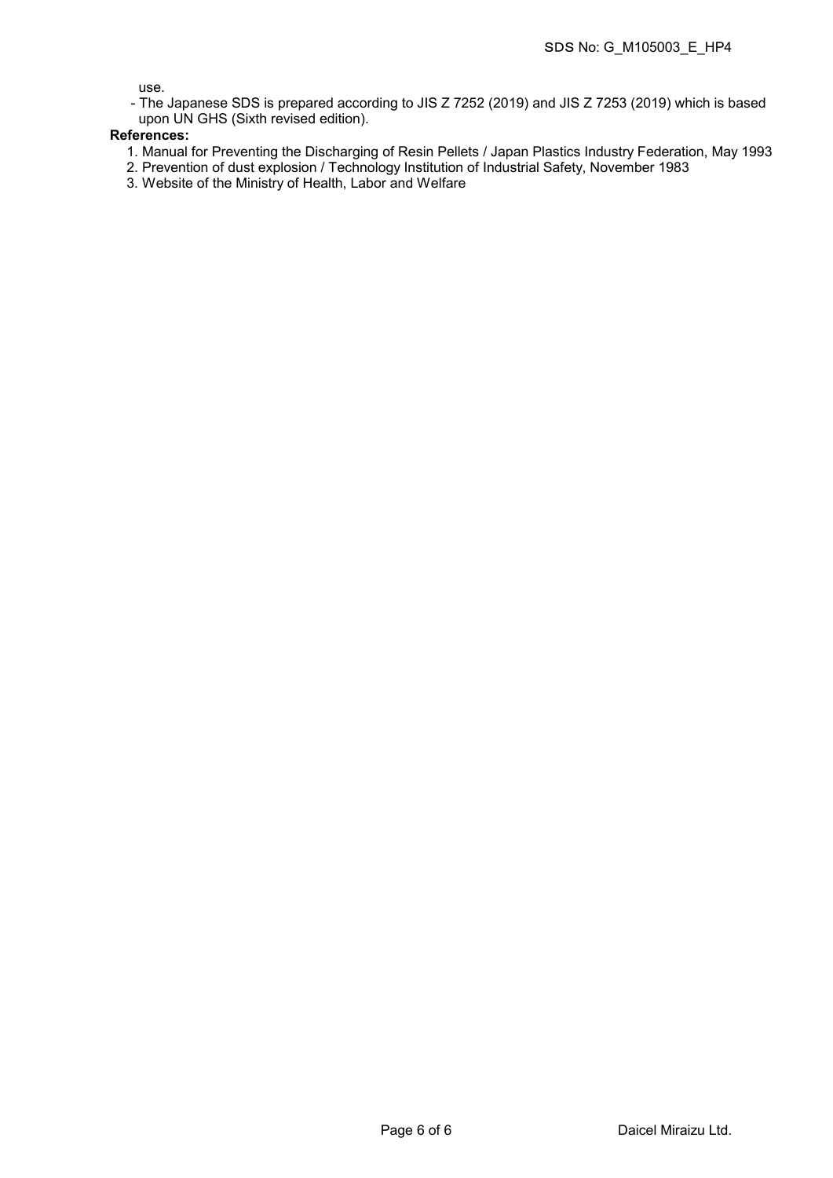use.

- The Japanese SDS is prepared according to JIS Z 7252 (2019) and JIS Z 7253 (2019) which is based upon UN GHS (Sixth revised edition).

**References:**

1. Manual for Preventing the Discharging of Resin Pellets / Japan Plastics Industry Federation, May 1993
2. Prevention of dust explosion / Technology Institution of Industrial Safety, November 1983
3. Website of the Ministry of Health, Labor and Welfare